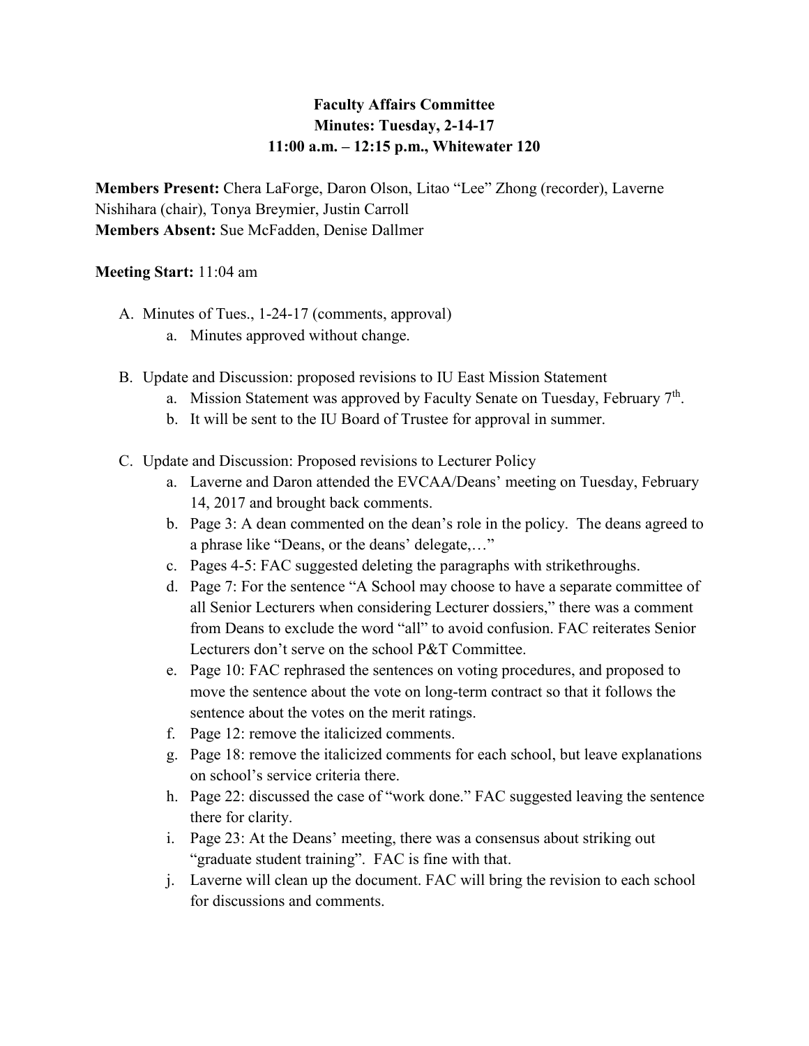**Faculty Affairs Committee**
**Minutes: Tuesday, 2-14-17**
**11:00 a.m. – 12:15 p.m., Whitewater 120**

**Members Present:** Chera LaForge, Daron Olson, Litao "Lee" Zhong (recorder), Laverne Nishihara (chair), Tonya Breymier, Justin Carroll
**Members Absent:** Sue McFadden, Denise Dallmer

**Meeting Start:** 11:04 am

A. Minutes of Tues., 1-24-17 (comments, approval)
   a. Minutes approved without change.

B. Update and Discussion: proposed revisions to IU East Mission Statement
   a. Mission Statement was approved by Faculty Senate on Tuesday, February 7th.
   b. It will be sent to the IU Board of Trustee for approval in summer.

C. Update and Discussion: Proposed revisions to Lecturer Policy
   a. Laverne and Daron attended the EVCAA/Deans' meeting on Tuesday, February 14, 2017 and brought back comments.
   b. Page 3: A dean commented on the dean's role in the policy. The deans agreed to a phrase like "Deans, or the deans' delegate,…"
   c. Pages 4-5: FAC suggested deleting the paragraphs with strikethroughs.
   d. Page 7: For the sentence "A School may choose to have a separate committee of all Senior Lecturers when considering Lecturer dossiers," there was a comment from Deans to exclude the word "all" to avoid confusion. FAC reiterates Senior Lecturers don't serve on the school P&T Committee.
   e. Page 10: FAC rephrased the sentences on voting procedures, and proposed to move the sentence about the vote on long-term contract so that it follows the sentence about the votes on the merit ratings.
   f. Page 12: remove the italicized comments.
   g. Page 18: remove the italicized comments for each school, but leave explanations on school's service criteria there.
   h. Page 22: discussed the case of "work done." FAC suggested leaving the sentence there for clarity.
   i. Page 23: At the Deans' meeting, there was a consensus about striking out "graduate student training". FAC is fine with that.
   j. Laverne will clean up the document. FAC will bring the revision to each school for discussions and comments.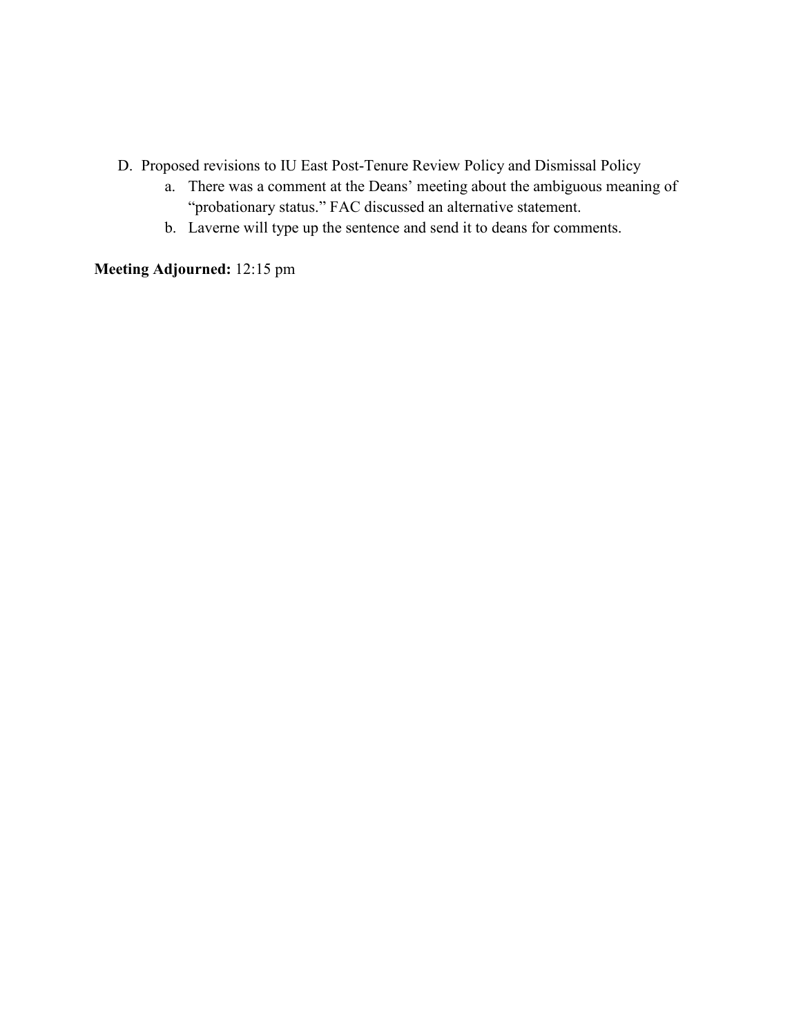D. Proposed revisions to IU East Post-Tenure Review Policy and Dismissal Policy
    a. There was a comment at the Deans' meeting about the ambiguous meaning of "probationary status." FAC discussed an alternative statement.
    b. Laverne will type up the sentence and send it to deans for comments.

**Meeting Adjourned:** 12:15 pm